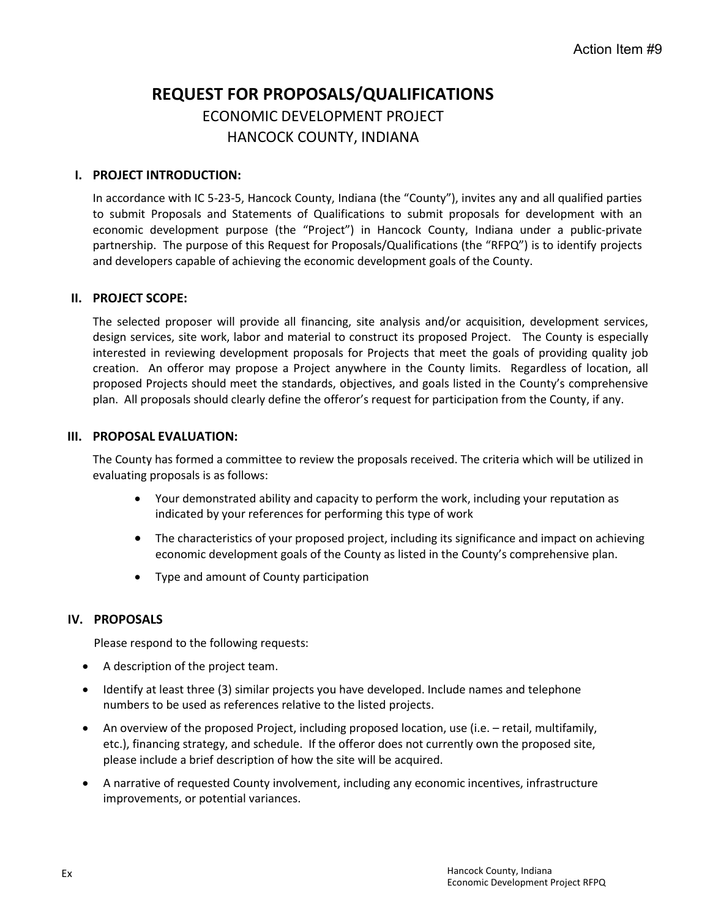Action Item #9

# REQUEST FOR PROPOSALS/QUALIFICATIONS

## ECONOMIC DEVELOPMENT PROJECT
## HANCOCK COUNTY, INDIANA

### I. PROJECT INTRODUCTION:

In accordance with IC 5-23-5, Hancock County, Indiana (the "County"), invites any and all qualified parties to submit Proposals and Statements of Qualifications to submit proposals for development with an economic development purpose (the "Project") in Hancock County, Indiana under a public-private partnership. The purpose of this Request for Proposals/Qualifications (the "RFPQ") is to identify projects and developers capable of achieving the economic development goals of the County.

### II. PROJECT SCOPE:

The selected proposer will provide all financing, site analysis and/or acquisition, development services, design services, site work, labor and material to construct its proposed Project. The County is especially interested in reviewing development proposals for Projects that meet the goals of providing quality job creation. An offeror may propose a Project anywhere in the County limits. Regardless of location, all proposed Projects should meet the standards, objectives, and goals listed in the County's comprehensive plan. All proposals should clearly define the offeror's request for participation from the County, if any.

### III. PROPOSAL EVALUATION:

The County has formed a committee to review the proposals received. The criteria which will be utilized in evaluating proposals is as follows:

- Your demonstrated ability and capacity to perform the work, including your reputation as indicated by your references for performing this type of work
- The characteristics of your proposed project, including its significance and impact on achieving economic development goals of the County as listed in the County's comprehensive plan.
- Type and amount of County participation

### IV. PROPOSALS

Please respond to the following requests:

- A description of the project team.
- Identify at least three (3) similar projects you have developed. Include names and telephone numbers to be used as references relative to the listed projects.
- An overview of the proposed Project, including proposed location, use (i.e. – retail, multifamily, etc.), financing strategy, and schedule. If the offeror does not currently own the proposed site, please include a brief description of how the site will be acquired.
- A narrative of requested County involvement, including any economic incentives, infrastructure improvements, or potential variances.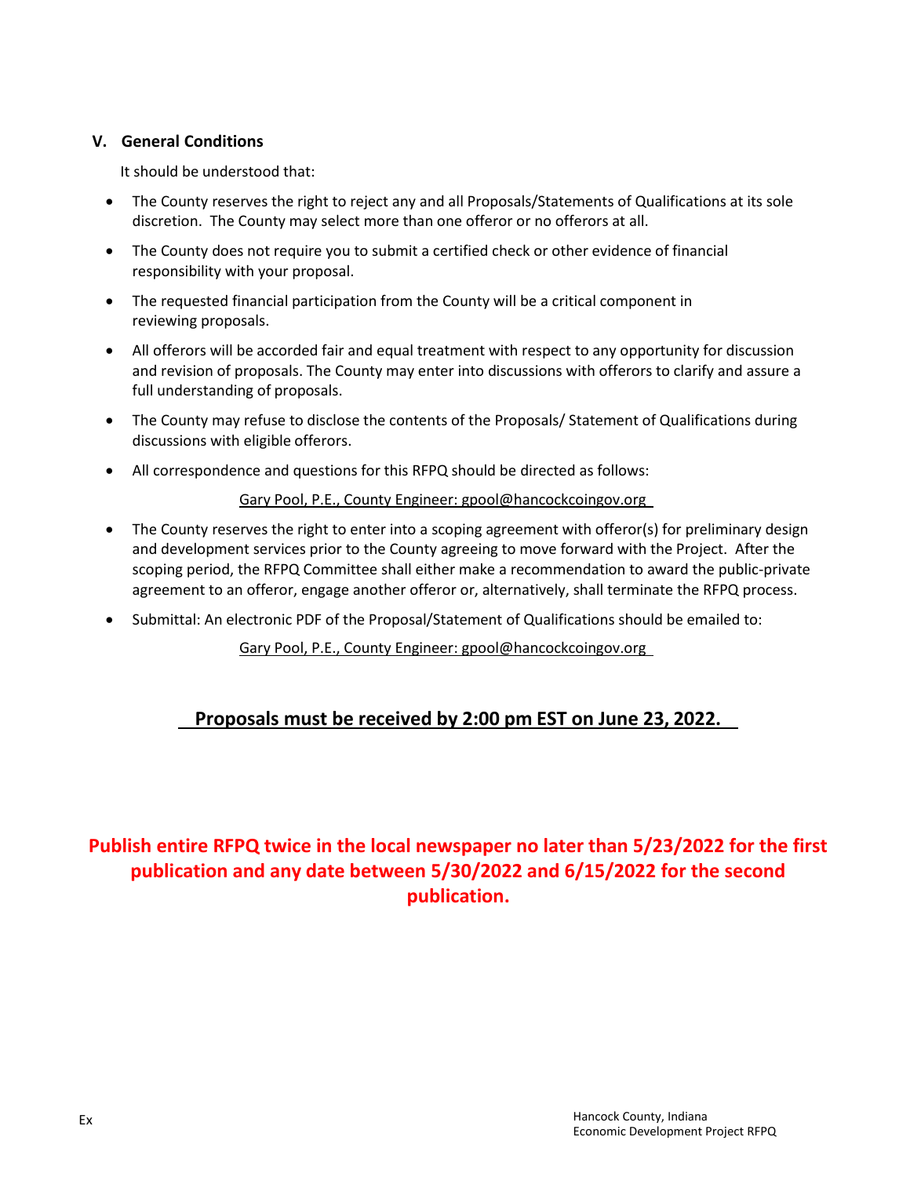## V. General Conditions

It should be understood that:

- The County reserves the right to reject any and all Proposals/Statements of Qualifications at its sole discretion. The County may select more than one offeror or no offerors at all.
- The County does not require you to submit a certified check or other evidence of financial responsibility with your proposal.
- The requested financial participation from the County will be a critical component in reviewing proposals.
- All offerors will be accorded fair and equal treatment with respect to any opportunity for discussion and revision of proposals. The County may enter into discussions with offerors to clarify and assure a full understanding of proposals.
- The County may refuse to disclose the contents of the Proposals/ Statement of Qualifications during discussions with eligible offerors.
- All correspondence and questions for this RFPQ should be directed as follows:

  Gary Pool, P.E., County Engineer: gpool@hancockcoingov.org

- The County reserves the right to enter into a scoping agreement with offeror(s) for preliminary design and development services prior to the County agreeing to move forward with the Project. After the scoping period, the RFPQ Committee shall either make a recommendation to award the public-private agreement to an offeror, engage another offeror or, alternatively, shall terminate the RFPQ process.
- Submittal: An electronic PDF of the Proposal/Statement of Qualifications should be emailed to:

  Gary Pool, P.E., County Engineer: gpool@hancockcoingov.org

**Proposals must be received by 2:00 pm EST on June 23, 2022.**

**Publish entire RFPQ twice in the local newspaper no later than 5/23/2022 for the first publication and any date between 5/30/2022 and 6/15/2022 for the second publication.**